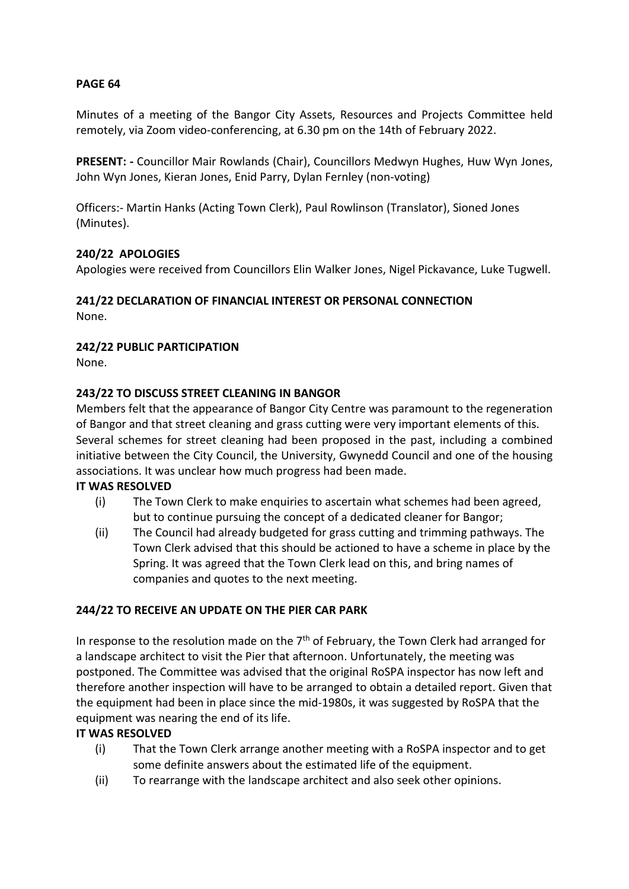**PAGE 64**

Minutes of a meeting of the Bangor City Assets, Resources and Projects Committee held remotely, via Zoom video-conferencing, at 6.30 pm on the 14th of February 2022.

**PRESENT: -** Councillor Mair Rowlands (Chair), Councillors Medwyn Hughes, Huw Wyn Jones, John Wyn Jones, Kieran Jones, Enid Parry, Dylan Fernley (non-voting)

Officers:- Martin Hanks (Acting Town Clerk), Paul Rowlinson (Translator), Sioned Jones (Minutes).

**240/22 APOLOGIES**

Apologies were received from Councillors Elin Walker Jones, Nigel Pickavance, Luke Tugwell.

**241/22 DECLARATION OF FINANCIAL INTEREST OR PERSONAL CONNECTION**

None.

**242/22 PUBLIC PARTICIPATION**

None.

**243/22 TO DISCUSS STREET CLEANING IN BANGOR**

Members felt that the appearance of Bangor City Centre was paramount to the regeneration of Bangor and that street cleaning and grass cutting were very important elements of this. Several schemes for street cleaning had been proposed in the past, including a combined initiative between the City Council, the University, Gwynedd Council and one of the housing associations. It was unclear how much progress had been made.

**IT WAS RESOLVED**

(i) The Town Clerk to make enquiries to ascertain what schemes had been agreed, but to continue pursuing the concept of a dedicated cleaner for Bangor;

(ii) The Council had already budgeted for grass cutting and trimming pathways. The Town Clerk advised that this should be actioned to have a scheme in place by the Spring. It was agreed that the Town Clerk lead on this, and bring names of companies and quotes to the next meeting.

**244/22 TO RECEIVE AN UPDATE ON THE PIER CAR PARK**

In response to the resolution made on the 7th of February, the Town Clerk had arranged for a landscape architect to visit the Pier that afternoon. Unfortunately, the meeting was postponed. The Committee was advised that the original RoSPA inspector has now left and therefore another inspection will have to be arranged to obtain a detailed report. Given that the equipment had been in place since the mid-1980s, it was suggested by RoSPA that the equipment was nearing the end of its life.

**IT WAS RESOLVED**

(i) That the Town Clerk arrange another meeting with a RoSPA inspector and to get some definite answers about the estimated life of the equipment.

(ii) To rearrange with the landscape architect and also seek other opinions.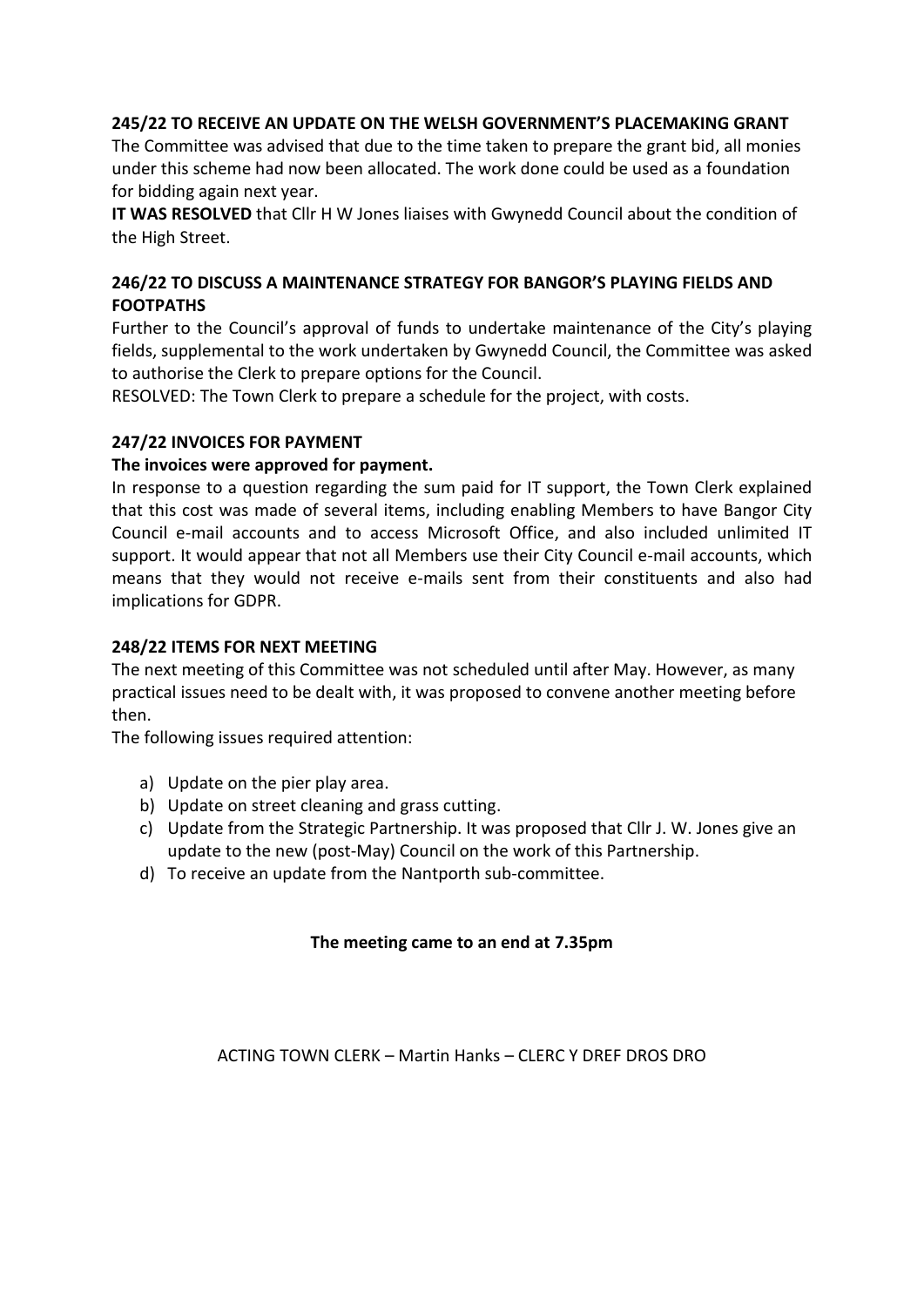### 245/22 TO RECEIVE AN UPDATE ON THE WELSH GOVERNMENT'S PLACEMAKING GRANT

The Committee was advised that due to the time taken to prepare the grant bid, all monies under this scheme had now been allocated. The work done could be used as a foundation for bidding again next year.

**IT WAS RESOLVED** that Cllr H W Jones liaises with Gwynedd Council about the condition of the High Street.

### 246/22 TO DISCUSS A MAINTENANCE STRATEGY FOR BANGOR'S PLAYING FIELDS AND FOOTPATHS

Further to the Council's approval of funds to undertake maintenance of the City's playing fields, supplemental to the work undertaken by Gwynedd Council, the Committee was asked to authorise the Clerk to prepare options for the Council.

RESOLVED: The Town Clerk to prepare a schedule for the project, with costs.

### 247/22 INVOICES FOR PAYMENT

**The invoices were approved for payment.**

In response to a question regarding the sum paid for IT support, the Town Clerk explained that this cost was made of several items, including enabling Members to have Bangor City Council e-mail accounts and to access Microsoft Office, and also included unlimited IT support. It would appear that not all Members use their City Council e-mail accounts, which means that they would not receive e-mails sent from their constituents and also had implications for GDPR.

### 248/22 ITEMS FOR NEXT MEETING

The next meeting of this Committee was not scheduled until after May. However, as many practical issues need to be dealt with, it was proposed to convene another meeting before then.

The following issues required attention:

a) Update on the pier play area.
b) Update on street cleaning and grass cutting.
c) Update from the Strategic Partnership. It was proposed that Cllr J. W. Jones give an update to the new (post-May) Council on the work of this Partnership.
d) To receive an update from the Nantporth sub-committee.

**The meeting came to an end at 7.35pm**

ACTING TOWN CLERK – Martin Hanks – CLERC Y DREF DROS DRO